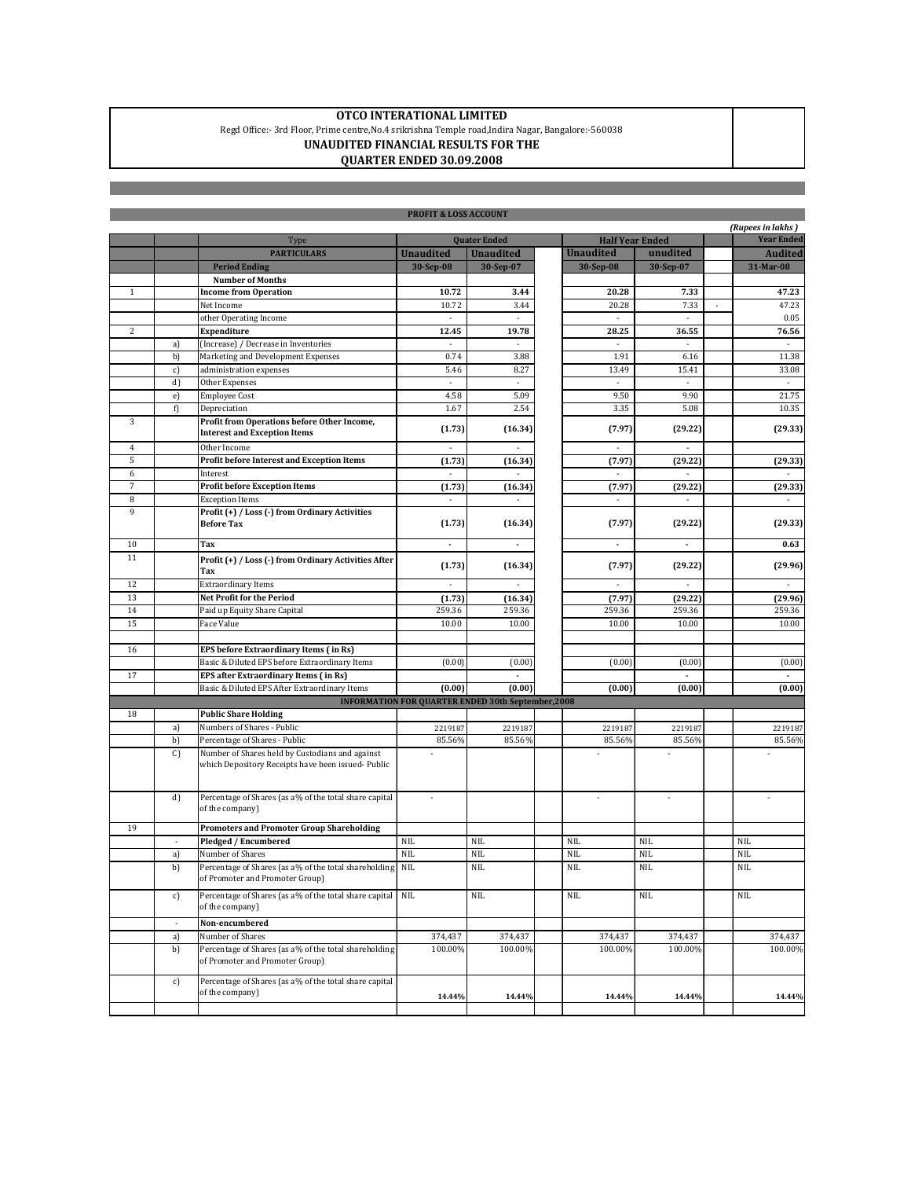# OTCO INTERATIONAL LIMITED

Regd Office:- 3rd Floor, Prime centre,No.4 srikrishna Temple road,Indira Nagar, Bangalore:-560038

## UNAUDITED FINANCIAL RESULTS FOR THE QUARTER ENDED 30.09.2008

**PROFIT & LOSS ACCOUNT**

*(Rupees in lakhs)*

| | | Type | Quater Ended | | Half Year Ended | | Year Ended |
|---|---|---|---|---|---|---|---|
| | | **PARTICULARS** | **Unaudited** | **Unaudited** | **Unaudited** | **unudited** | **Audited** |
| | | **Period Ending** | **30-Sep-08** | **30-Sep-07** | **30-Sep-08** | **30-Sep-07** | **31-Mar-08** |
| | | **Number of Months** | | | | | |
| 1 | | **Income from Operation** | **10.72** | **3.44** | **20.28** | **7.33** | **47.23** |
| | | Net Income | 10.72 | 3.44 | 20.28 | 7.33 | 47.23 |
| | | other Operating Income | - | - | - | - | 0.05 |
| 2 | | **Expenditure** | **12.45** | **19.78** | **28.25** | **36.55** | **76.56** |
| | a) | (Increase) / Decrease in Inventories | - | - | - | - | - |
| | b) | Marketing and Development Expenses | 0.74 | 3.88 | 1.91 | 6.16 | 11.38 |
| | c) | administration expenses | 5.46 | 8.27 | 13.49 | 15.41 | 33.08 |
| | d) | Other Expenses | - | - | - | - | - |
| | e) | Employee Cost | 4.58 | 5.09 | 9.50 | 9.90 | 21.75 |
| | f) | Depreciation | 1.67 | 2.54 | 3.35 | 5.08 | 10.35 |
| 3 | | **Profit from Operations before Other Income, Interest and Exception Items** | **(1.73)** | **(16.34)** | **(7.97)** | **(29.22)** | **(29.33)** |
| 4 | | Other Income | - | - | - | - | |
| 5 | | **Profit before Interest and Exception Items** | **(1.73)** | **(16.34)** | **(7.97)** | **(29.22)** | **(29.33)** |
| 6 | | Interest | - | - | - | - | - |
| 7 | | **Profit before Exception Items** | **(1.73)** | **(16.34)** | **(7.97)** | **(29.22)** | **(29.33)** |
| 8 | | Exception Items | - | - | - | - | - |
| 9 | | **Profit (+) / Loss (-) from Ordinary Activities Before Tax** | **(1.73)** | **(16.34)** | **(7.97)** | **(29.22)** | **(29.33)** |
| 10 | | **Tax** | **-** | **-** | **-** | **-** | **0.63** |
| 11 | | **Profit (+) / Loss (-) from Ordinary Activities After Tax** | **(1.73)** | **(16.34)** | **(7.97)** | **(29.22)** | **(29.96)** |
| 12 | | Extraordinary Items | - | - | - | - | - |
| 13 | | **Net Profit for the Period** | **(1.73)** | **(16.34)** | **(7.97)** | **(29.22)** | **(29.96)** |
| 14 | | Paid up Equity Share Capital | 259.36 | 259.36 | 259.36 | 259.36 | 259.36 |
| 15 | | Face Value | 10.00 | 10.00 | 10.00 | 10.00 | 10.00 |
| 16 | | **EPS before Extraordinary Items ( in Rs)** | | | | | |
| | | Basic & Diluted EPS before Extraordinary Items | (0.00) | (0.00) | (0.00) | (0.00) | (0.00) |
| 17 | | **EPS after Extraordinary Items ( in Rs)** | | - | | - | - |
| | | Basic & Diluted EPS After Extraordinary Items | **(0.00)** | **(0.00)** | **(0.00)** | **(0.00)** | **(0.00)** |
| | | **INFORMATION FOR QUARTER ENDED 30th September,2008** | | | | | |
| 18 | | **Public Share Holding** | | | | | |
| | a) | Numbers of Shares - Public | 2219187 | 2219187 | 2219187 | 2219187 | 2219187 |
| | b) | Percentage of Shares - Public | 85.56% | 85.56% | 85.56% | 85.56% | 85.56% |
| | C) | Number of Shares held by Custodians and against which Depository Receipts have been issued- Public | - | | - | - | - |
| | d) | Percentage of Shares (as a% of the total share capital of the company) | - | | - | - | - |
| 19 | | **Promoters and Promoter Group Shareholding** | | | | | |
| | - | **Pledged / Encumbered** | NIL | NIL | NIL | NIL | NIL |
| | a) | Number of Shares | NIL | NIL | NIL | NIL | NIL |
| | b) | Percentage of Shares (as a% of the total shareholding of Promoter and Promoter Group) | NIL | NIL | NIL | NIL | NIL |
| | c) | Percentage of Shares (as a% of the total share capital of the company) | NIL | NIL | NIL | NIL | NIL |
| | - | **Non-encumbered** | | | | | |
| | a) | Number of Shares | 374,437 | 374,437 | 374,437 | 374,437 | 374,437 |
| | b) | Percentage of Shares (as a% of the total shareholding of Promoter and Promoter Group) | 100.00% | 100.00% | 100.00% | 100.00% | 100.00% |
| | c) | Percentage of Shares (as a% of the total share capital of the company) | **14.44%** | **14.44%** | **14.44%** | **14.44%** | **14.44%** |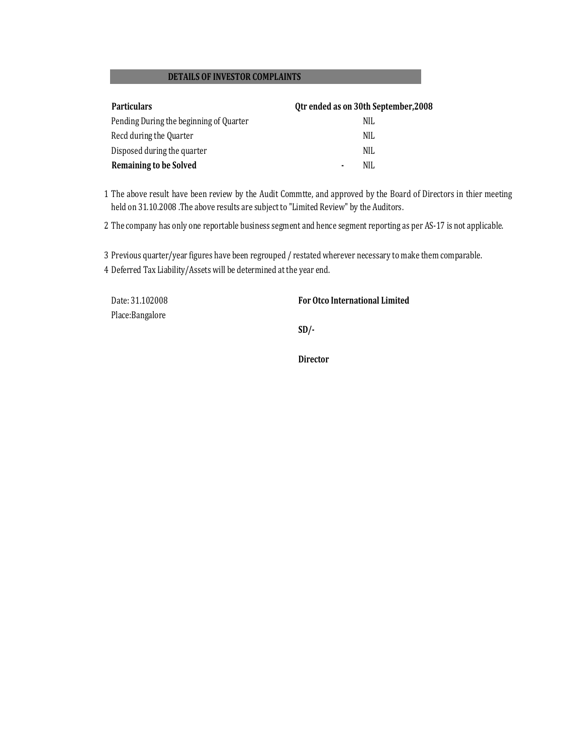## DETAILS OF INVESTOR COMPLAINTS

| Particulars | Qtr ended as on 30th September,2008 |
|---|---|
| Pending During the beginning of Quarter | NIL |
| Recd during the Quarter | NIL |
| Disposed during the quarter | NIL |
| **Remaining to be Solved** | - NIL |

1 The above result have been review by the Audit Commtte, and approved by the Board of Directors in thier meeting held on 31.10.2008 .The above results are subject to "Limited Review" by the Auditors.

2 The company has only one reportable business segment and hence segment reporting as per AS-17 is not applicable.

3 Previous quarter/year figures have been regrouped / restated wherever necessary to make them comparable.

4 Deferred Tax Liability/Assets will be determined at the year end.

Date: 31.102008
Place:Bangalore

**For Otco International Limited**

**SD/-**

**Director**